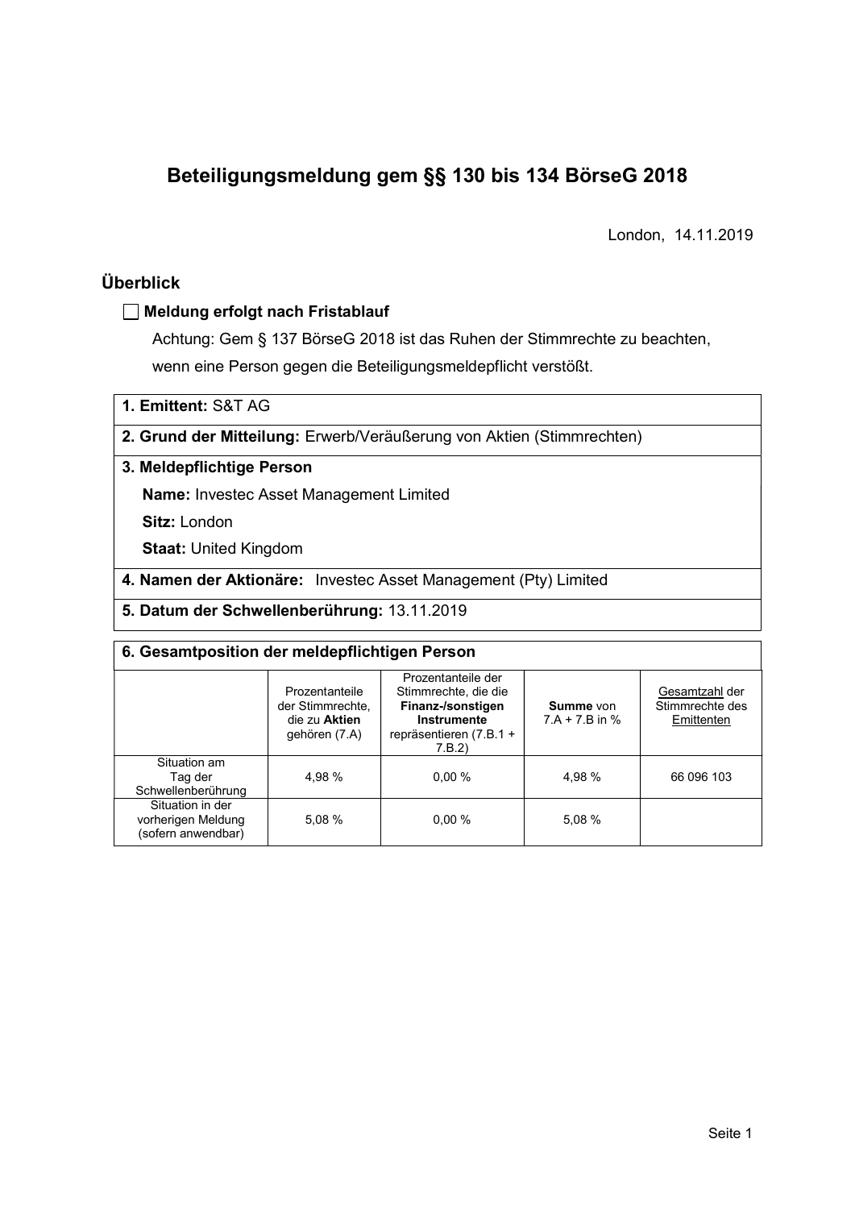# Beteiligungsmeldung gem §§ 130 bis 134 BörseG 2018

London, 14.11.2019

## Überblick

☐ **Meldung erfolgt nach Fristablauf**

Achtung: Gem § 137 BörseG 2018 ist das Ruhen der Stimmrechte zu beachten, wenn eine Person gegen die Beteiligungsmeldepflicht verstößt.

**1. Emittent:** S&T AG

**2. Grund der Mitteilung:** Erwerb/Veräußerung von Aktien (Stimmrechten)

**3. Meldepflichtige Person**

**Name:** Investec Asset Management Limited

**Sitz:** London

**Staat:** United Kingdom

**4. Namen der Aktionäre:** Investec Asset Management (Pty) Limited

**5. Datum der Schwellenberührung:** 13.11.2019

**6. Gesamtposition der meldepflichtigen Person**

| | Prozentanteile der Stimmrechte, die zu **Aktien** gehören (7.A) | Prozentanteile der Stimmrechte, die die **Finanz-/sonstigen Instrumente** repräsentieren (7.B.1 + 7.B.2) | **Summe** von 7.A + 7.B in % | Gesamtzahl der Stimmrechte des Emittenten |
|---|---|---|---|---|
| Situation am Tag der Schwellenberührung | 4,98 % | 0,00 % | 4,98 % | 66 096 103 |
| Situation in der vorherigen Meldung (sofern anwendbar) | 5,08 % | 0,00 % | 5,08 % | |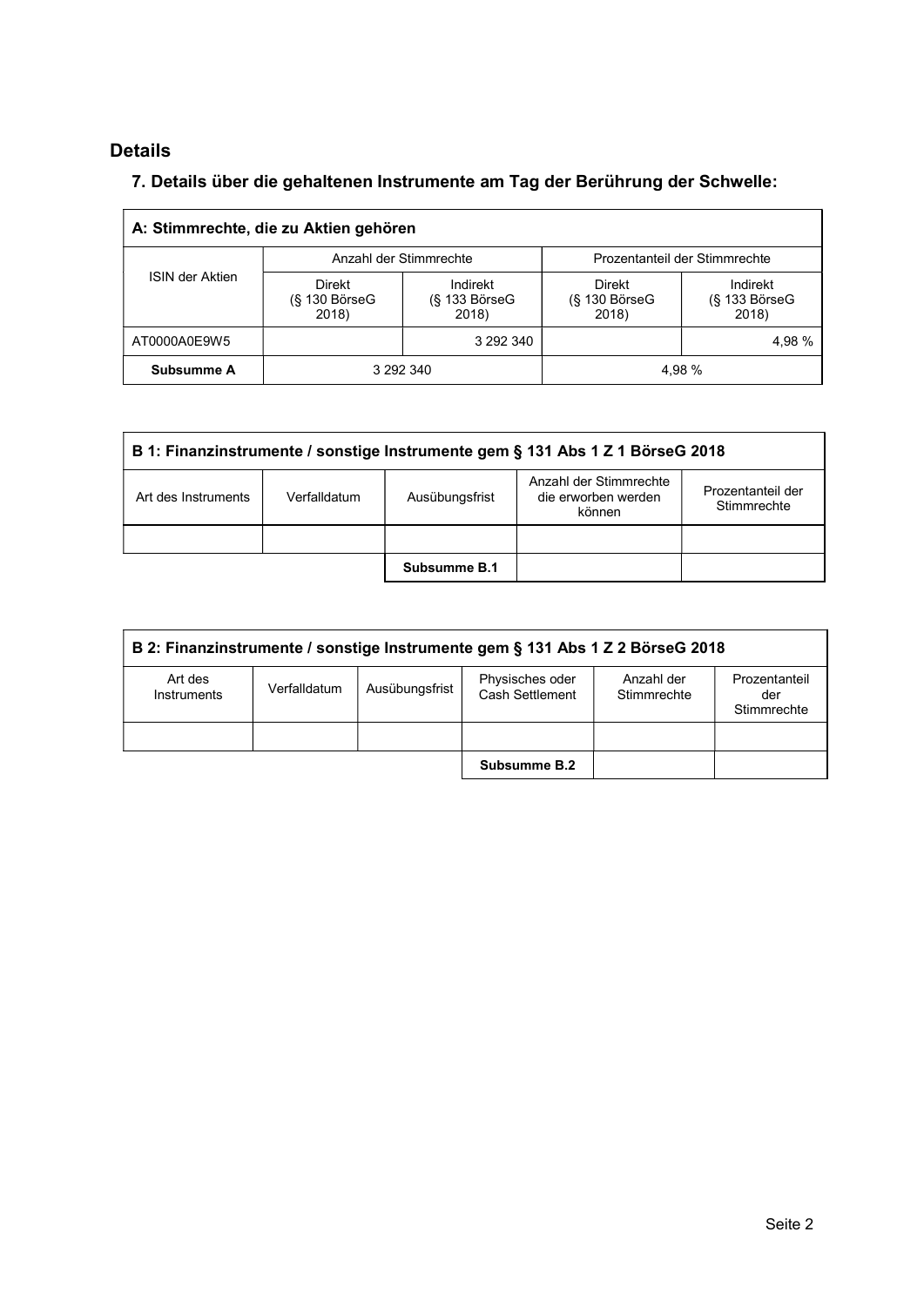## Details

### 7. Details über die gehaltenen Instrumente am Tag der Berührung der Schwelle:

| **A: Stimmrechte, die zu Aktien gehören** | | | | |
|---|---|---|---|---|
| ISIN der Aktien | Anzahl der Stimmrechte | | Prozentanteil der Stimmrechte | |
| | Direkt (§ 130 BörseG 2018) | Indirekt (§ 133 BörseG 2018) | Direkt (§ 130 BörseG 2018) | Indirekt (§ 133 BörseG 2018) |
| AT0000A0E9W5 | | 3 292 340 | | 4,98 % |
| **Subsumme A** | 3 292 340 | | 4,98 % | |

| **B 1: Finanzinstrumente / sonstige Instrumente gem § 131 Abs 1 Z 1 BörseG 2018** | | | | |
|---|---|---|---|---|
| Art des Instruments | Verfalldatum | Ausübungsfrist | Anzahl der Stimmrechte die erworben werden können | Prozentanteil der Stimmrechte |
| | | | | |
| | | **Subsumme B.1** | | |

| **B 2: Finanzinstrumente / sonstige Instrumente gem § 131 Abs 1 Z 2 BörseG 2018** | | | | | |
|---|---|---|---|---|---|
| Art des Instruments | Verfalldatum | Ausübungsfrist | Physisches oder Cash Settlement | Anzahl der Stimmrechte | Prozentanteil der Stimmrechte |
| | | | | | |
| | | | **Subsumme B.2** | | |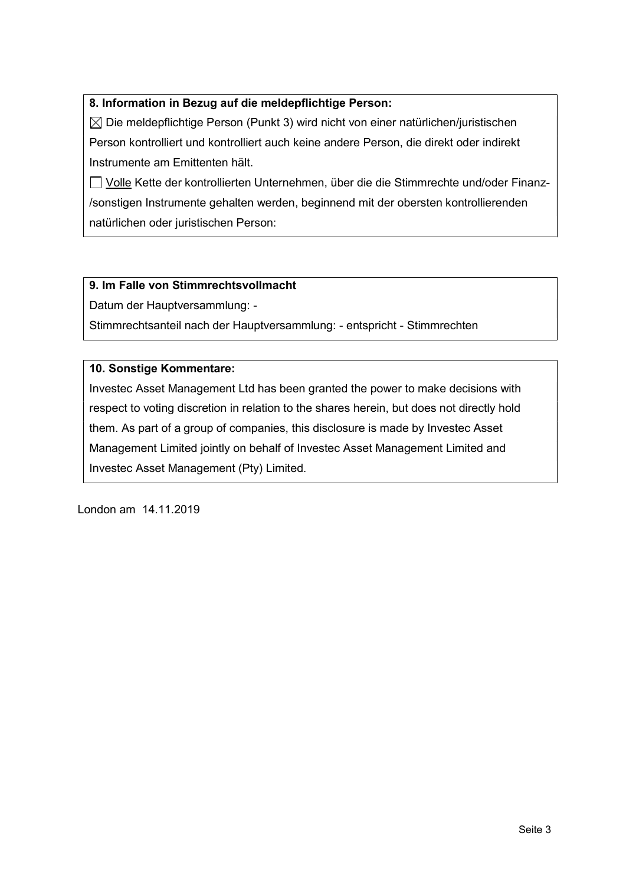**8. Information in Bezug auf die meldepflichtige Person:**

☒ Die meldepflichtige Person (Punkt 3) wird nicht von einer natürlichen/juristischen Person kontrolliert und kontrolliert auch keine andere Person, die direkt oder indirekt Instrumente am Emittenten hält.

☐ Volle Kette der kontrollierten Unternehmen, über die die Stimmrechte und/oder Finanz-/sonstigen Instrumente gehalten werden, beginnend mit der obersten kontrollierenden natürlichen oder juristischen Person:

**9. Im Falle von Stimmrechtsvollmacht**

Datum der Hauptversammlung: -

Stimmrechtsanteil nach der Hauptversammlung: - entspricht - Stimmrechten

**10. Sonstige Kommentare:**

Investec Asset Management Ltd has been granted the power to make decisions with respect to voting discretion in relation to the shares herein, but does not directly hold them. As part of a group of companies, this disclosure is made by Investec Asset Management Limited jointly on behalf of Investec Asset Management Limited and Investec Asset Management (Pty) Limited.

London am 14.11.2019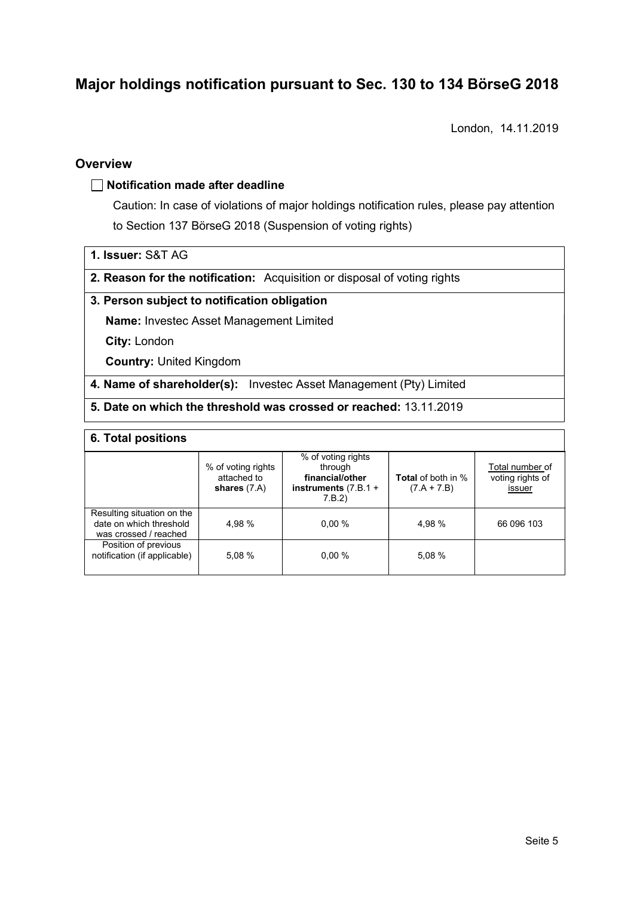# Major holdings notification pursuant to Sec. 130 to 134 BörseG 2018

London, 14.11.2019

## Overview

☐ **Notification made after deadline**

Caution: In case of violations of major holdings notification rules, please pay attention to Section 137 BörseG 2018 (Suspension of voting rights)

**1. Issuer:** S&T AG

**2. Reason for the notification:** Acquisition or disposal of voting rights

**3. Person subject to notification obligation**

**Name:** Investec Asset Management Limited

**City:** London

**Country:** United Kingdom

**4. Name of shareholder(s):** Investec Asset Management (Pty) Limited

**5. Date on which the threshold was crossed or reached:** 13.11.2019

**6. Total positions**

| | % of voting rights attached to **shares** (7.A) | % of voting rights through **financial/other instruments** (7.B.1 + 7.B.2) | **Total** of both in % (7.A + 7.B) | Total number of voting rights of issuer |
|---|---|---|---|---|
| Resulting situation on the date on which threshold was crossed / reached | 4,98 % | 0,00 % | 4,98 % | 66 096 103 |
| Position of previous notification (if applicable) | 5,08 % | 0,00 % | 5,08 % | |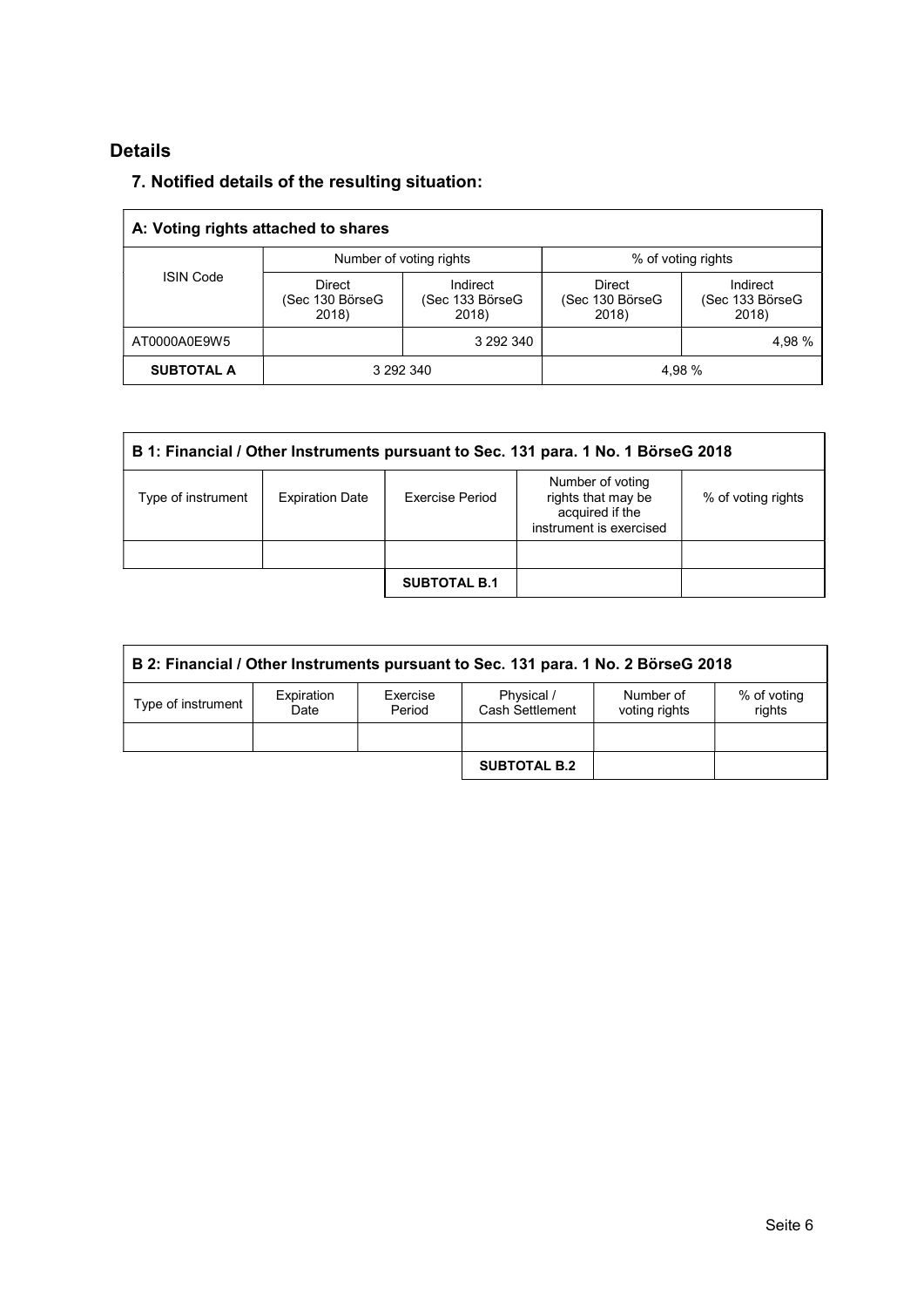## Details

### 7. Notified details of the resulting situation:

| A: Voting rights attached to shares | | | | |
|---|---|---|---|---|
| ISIN Code | Number of voting rights | | % of voting rights | |
| | Direct (Sec 130 BörseG 2018) | Indirect (Sec 133 BörseG 2018) | Direct (Sec 130 BörseG 2018) | Indirect (Sec 133 BörseG 2018) |
| AT0000A0E9W5 | | 3 292 340 | | 4,98 % |
| **SUBTOTAL A** | 3 292 340 | | 4,98 % | |

| B 1: Financial / Other Instruments pursuant to Sec. 131 para. 1 No. 1 BörseG 2018 | | | | |
|---|---|---|---|---|
| Type of instrument | Expiration Date | Exercise Period | Number of voting rights that may be acquired if the instrument is exercised | % of voting rights |
| | | | | |
| | | **SUBTOTAL B.1** | | |

| B 2: Financial / Other Instruments pursuant to Sec. 131 para. 1 No. 2 BörseG 2018 | | | | | |
|---|---|---|---|---|---|
| Type of instrument | Expiration Date | Exercise Period | Physical / Cash Settlement | Number of voting rights | % of voting rights |
| | | | | | |
| | | | **SUBTOTAL B.2** | | |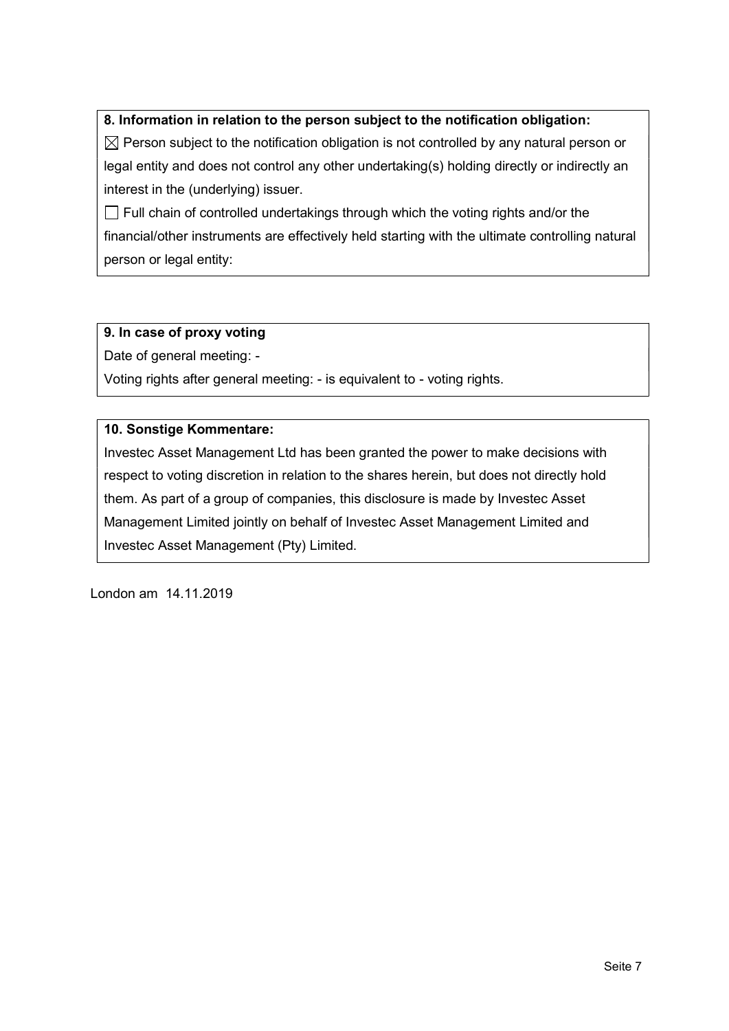**8. Information in relation to the person subject to the notification obligation:**

☒ Person subject to the notification obligation is not controlled by any natural person or legal entity and does not control any other undertaking(s) holding directly or indirectly an interest in the (underlying) issuer.

☐ Full chain of controlled undertakings through which the voting rights and/or the financial/other instruments are effectively held starting with the ultimate controlling natural person or legal entity:

**9. In case of proxy voting**

Date of general meeting: -

Voting rights after general meeting: - is equivalent to - voting rights.

**10. Sonstige Kommentare:**

Investec Asset Management Ltd has been granted the power to make decisions with respect to voting discretion in relation to the shares herein, but does not directly hold them. As part of a group of companies, this disclosure is made by Investec Asset Management Limited jointly on behalf of Investec Asset Management Limited and Investec Asset Management (Pty) Limited.

London am 14.11.2019